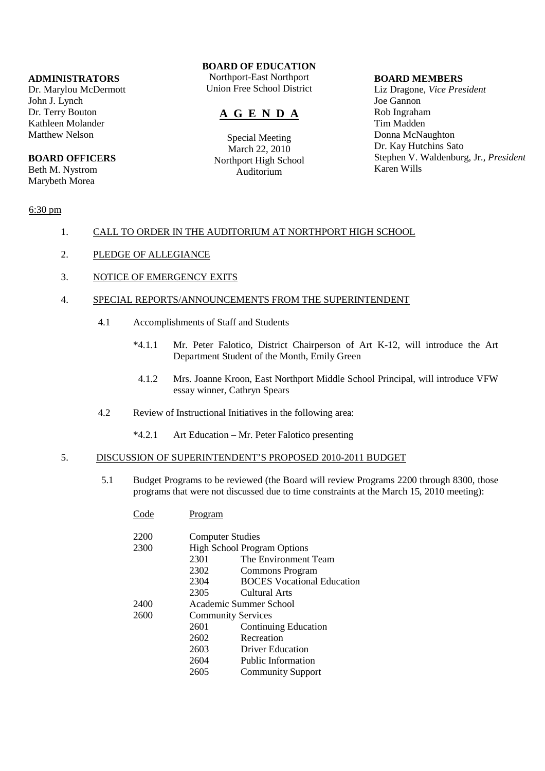**BOARD OF EDUCATION**
Northport-East Northport
Union Free School District

# A G E N D A

Special Meeting
March 22, 2010
Northport High School
Auditorium

**ADMINISTRATORS**
Dr. Marylou McDermott
John J. Lynch
Dr. Terry Bouton
Kathleen Molander
Matthew Nelson

**BOARD OFFICERS**
Beth M. Nystrom
Marybeth Morea

**BOARD MEMBERS**
Liz Dragone, *Vice President*
Joe Gannon
Rob Ingraham
Tim Madden
Donna McNaughton
Dr. Kay Hutchins Sato
Stephen V. Waldenburg, Jr., *President*
Karen Wills

6:30 pm

1. CALL TO ORDER IN THE AUDITORIUM AT NORTHPORT HIGH SCHOOL

2. PLEDGE OF ALLEGIANCE

3. NOTICE OF EMERGENCY EXITS

4. SPECIAL REPORTS/ANNOUNCEMENTS FROM THE SUPERINTENDENT

   4.1 Accomplishments of Staff and Students

   *4.1.1 Mr. Peter Falotico, District Chairperson of Art K-12, will introduce the Art Department Student of the Month, Emily Green

   4.1.2 Mrs. Joanne Kroon, East Northport Middle School Principal, will introduce VFW essay winner, Cathryn Spears

   4.2 Review of Instructional Initiatives in the following area:

   *4.2.1 Art Education – Mr. Peter Falotico presenting

5. DISCUSSION OF SUPERINTENDENT'S PROPOSED 2010-2011 BUDGET

   5.1 Budget Programs to be reviewed (the Board will review Programs 2200 through 8300, those programs that were not discussed due to time constraints at the March 15, 2010 meeting):

| Code | Program | |
|---|---|---|
| 2200 | Computer Studies | |
| 2300 | High School Program Options | |
| | 2301 | The Environment Team |
| | 2302 | Commons Program |
| | 2304 | BOCES Vocational Education |
| | 2305 | Cultural Arts |
| 2400 | Academic Summer School | |
| 2600 | Community Services | |
| | 2601 | Continuing Education |
| | 2602 | Recreation |
| | 2603 | Driver Education |
| | 2604 | Public Information |
| | 2605 | Community Support |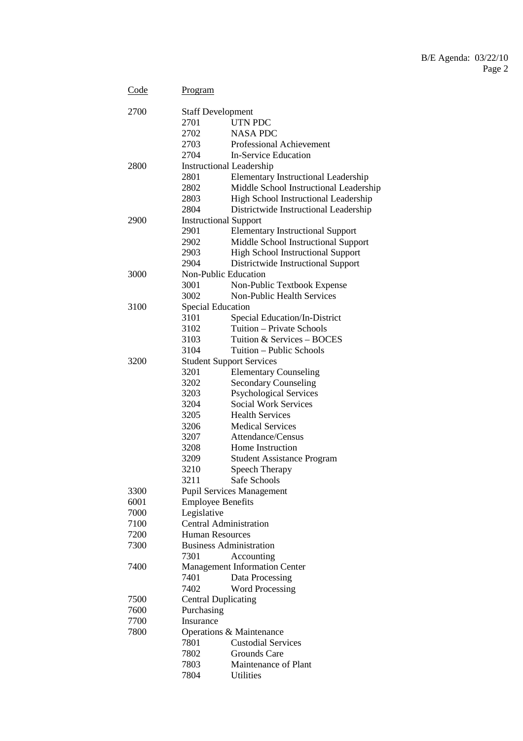| Code | Program | |
|---|---|---|
| 2700 | Staff Development | |
| | 2701 | UTN PDC |
| | 2702 | NASA PDC |
| | 2703 | Professional Achievement |
| | 2704 | In-Service Education |
| 2800 | Instructional Leadership | |
| | 2801 | Elementary Instructional Leadership |
| | 2802 | Middle School Instructional Leadership |
| | 2803 | High School Instructional Leadership |
| | 2804 | Districtwide Instructional Leadership |
| 2900 | Instructional Support | |
| | 2901 | Elementary Instructional Support |
| | 2902 | Middle School Instructional Support |
| | 2903 | High School Instructional Support |
| | 2904 | Districtwide Instructional Support |
| 3000 | Non-Public Education | |
| | 3001 | Non-Public Textbook Expense |
| | 3002 | Non-Public Health Services |
| 3100 | Special Education | |
| | 3101 | Special Education/In-District |
| | 3102 | Tuition – Private Schools |
| | 3103 | Tuition & Services – BOCES |
| | 3104 | Tuition – Public Schools |
| 3200 | Student Support Services | |
| | 3201 | Elementary Counseling |
| | 3202 | Secondary Counseling |
| | 3203 | Psychological Services |
| | 3204 | Social Work Services |
| | 3205 | Health Services |
| | 3206 | Medical Services |
| | 3207 | Attendance/Census |
| | 3208 | Home Instruction |
| | 3209 | Student Assistance Program |
| | 3210 | Speech Therapy |
| | 3211 | Safe Schools |
| 3300 | Pupil Services Management | |
| 6001 | Employee Benefits | |
| 7000 | Legislative | |
| 7100 | Central Administration | |
| 7200 | Human Resources | |
| 7300 | Business Administration | |
| | 7301 | Accounting |
| 7400 | Management Information Center | |
| | 7401 | Data Processing |
| | 7402 | Word Processing |
| 7500 | Central Duplicating | |
| 7600 | Purchasing | |
| 7700 | Insurance | |
| 7800 | Operations & Maintenance | |
| | 7801 | Custodial Services |
| | 7802 | Grounds Care |
| | 7803 | Maintenance of Plant |
| | 7804 | Utilities |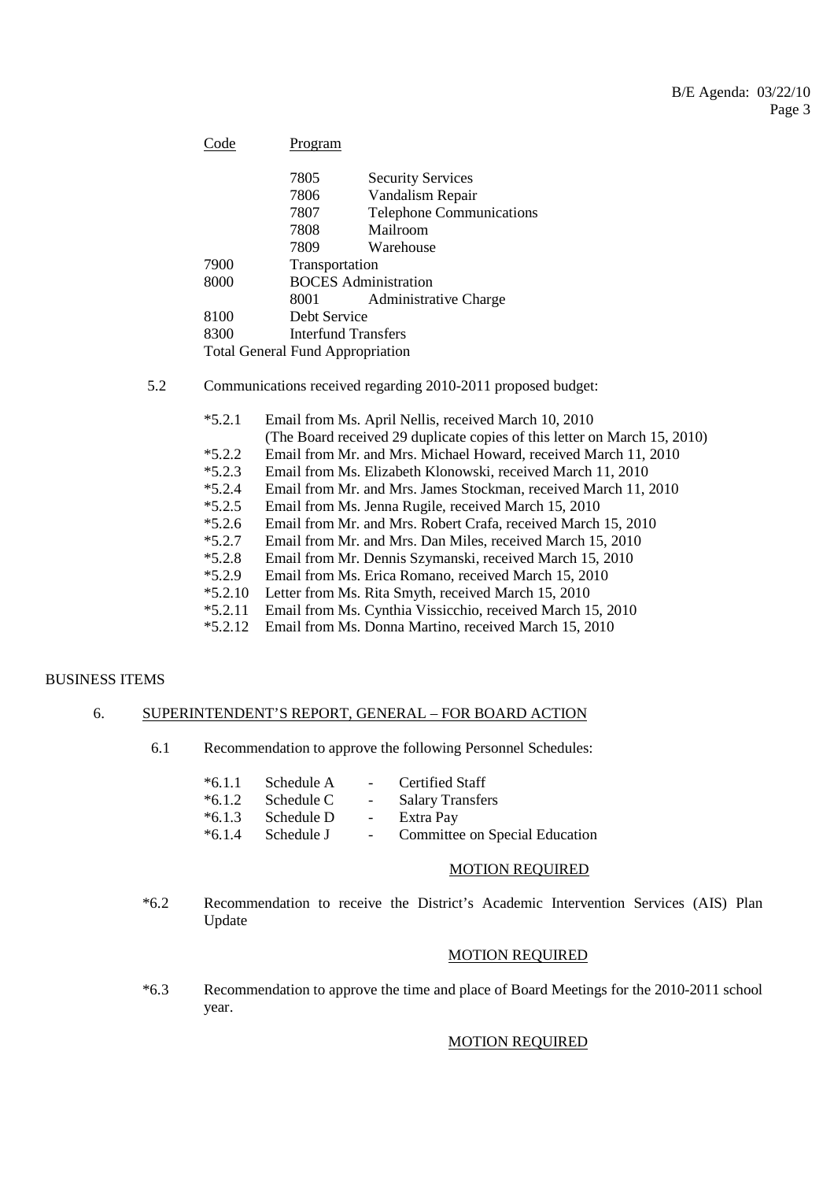| Code | Program | |
|---|---|---|
| | 7805 | Security Services |
| | 7806 | Vandalism Repair |
| | 7807 | Telephone Communications |
| | 7808 | Mailroom |
| | 7809 | Warehouse |
| 7900 | Transportation | |
| 8000 | BOCES Administration | |
| | 8001 | Administrative Charge |
| 8100 | Debt Service | |
| 8300 | Interfund Transfers | |
| Total General Fund Appropriation | | |

5.2 Communications received regarding 2010-2011 proposed budget:

- *5.2.1 Email from Ms. April Nellis, received March 10, 2010
  (The Board received 29 duplicate copies of this letter on March 15, 2010)
- *5.2.2 Email from Mr. and Mrs. Michael Howard, received March 11, 2010
- *5.2.3 Email from Ms. Elizabeth Klonowski, received March 11, 2010
- *5.2.4 Email from Mr. and Mrs. James Stockman, received March 11, 2010
- *5.2.5 Email from Ms. Jenna Rugile, received March 15, 2010
- *5.2.6 Email from Mr. and Mrs. Robert Crafa, received March 15, 2010
- *5.2.7 Email from Mr. and Mrs. Dan Miles, received March 15, 2010
- *5.2.8 Email from Mr. Dennis Szymanski, received March 15, 2010
- *5.2.9 Email from Ms. Erica Romano, received March 15, 2010
- *5.2.10 Letter from Ms. Rita Smyth, received March 15, 2010
- *5.2.11 Email from Ms. Cynthia Vissicchio, received March 15, 2010
- *5.2.12 Email from Ms. Donna Martino, received March 15, 2010

## BUSINESS ITEMS

### 6. SUPERINTENDENT'S REPORT, GENERAL – FOR BOARD ACTION

6.1 Recommendation to approve the following Personnel Schedules:

- *6.1.1 Schedule A - Certified Staff
- *6.1.2 Schedule C - Salary Transfers
- *6.1.3 Schedule D - Extra Pay
- *6.1.4 Schedule J - Committee on Special Education

MOTION REQUIRED

*6.2 Recommendation to receive the District's Academic Intervention Services (AIS) Plan Update

MOTION REQUIRED

*6.3 Recommendation to approve the time and place of Board Meetings for the 2010-2011 school year.

MOTION REQUIRED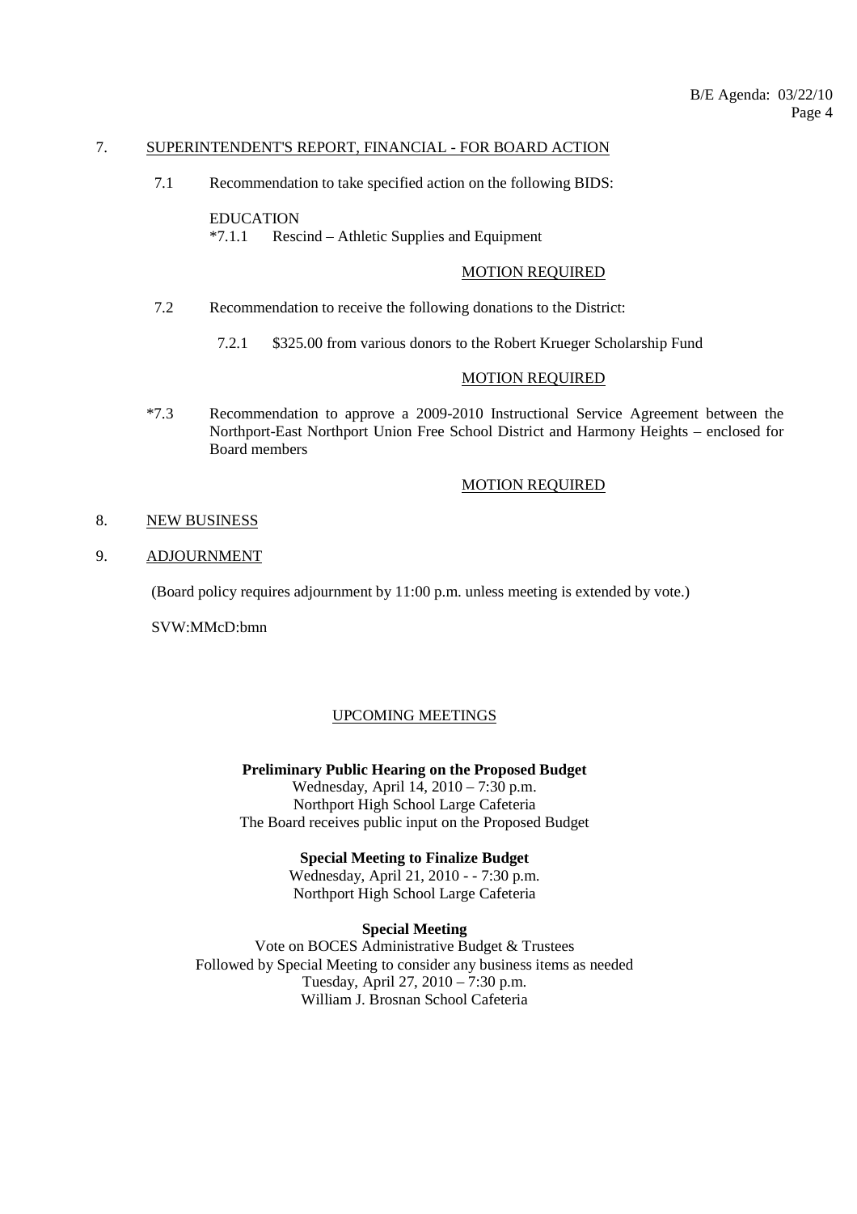## 7. SUPERINTENDENT'S REPORT, FINANCIAL - FOR BOARD ACTION

7.1 Recommendation to take specified action on the following BIDS:

EDUCATION

*7.1.1 Rescind – Athletic Supplies and Equipment

MOTION REQUIRED

7.2 Recommendation to receive the following donations to the District:

7.2.1 $325.00 from various donors to the Robert Krueger Scholarship Fund

MOTION REQUIRED

*7.3 Recommendation to approve a 2009-2010 Instructional Service Agreement between the Northport-East Northport Union Free School District and Harmony Heights – enclosed for Board members

MOTION REQUIRED

## 8. NEW BUSINESS

## 9. ADJOURNMENT

(Board policy requires adjournment by 11:00 p.m. unless meeting is extended by vote.)

SVW:MMcD:bmn

### UPCOMING MEETINGS

**Preliminary Public Hearing on the Proposed Budget**
Wednesday, April 14, 2010 – 7:30 p.m.
Northport High School Large Cafeteria
The Board receives public input on the Proposed Budget

**Special Meeting to Finalize Budget**
Wednesday, April 21, 2010 - - 7:30 p.m.
Northport High School Large Cafeteria

**Special Meeting**
Vote on BOCES Administrative Budget & Trustees
Followed by Special Meeting to consider any business items as needed
Tuesday, April 27, 2010 – 7:30 p.m.
William J. Brosnan School Cafeteria